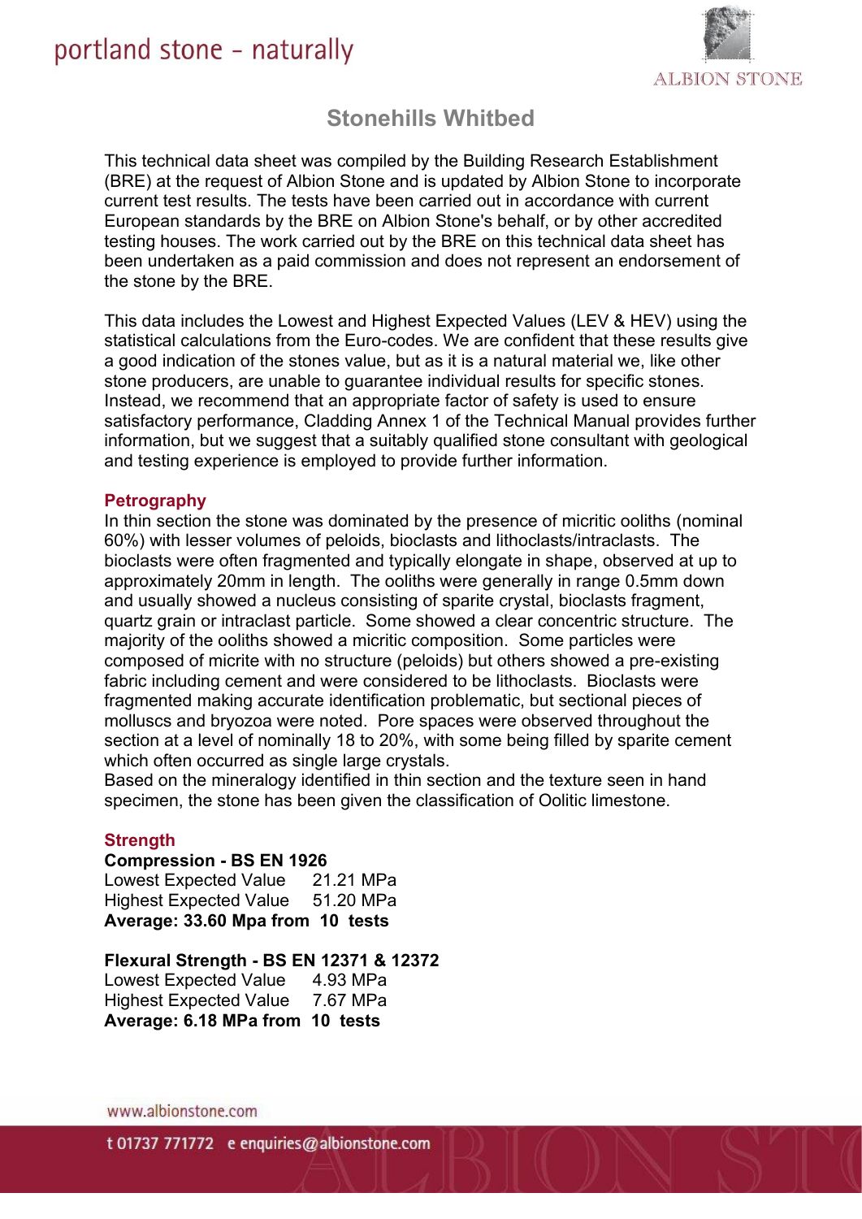# Stonehills Whitbed

This technical data sheet was compiled by the Building Research Establishment (BRE) at the request of Albion Stone and is updated by Albion Stone to incorporate current test results. The tests have been carried out in accordance with current European standards by the BRE on Albion Stone's behalf, or by other accredited testing houses. The work carried out by the BRE on this technical data sheet has been undertaken as a paid commission and does not represent an endorsement of the stone by the BRE.

This data includes the Lowest and Highest Expected Values (LEV & HEV) using the statistical calculations from the Euro-codes. We are confident that these results give a good indication of the stones value, but as it is a natural material we, like other stone producers, are unable to guarantee individual results for specific stones. Instead, we recommend that an appropriate factor of safety is used to ensure satisfactory performance, Cladding Annex 1 of the Technical Manual provides further information, but we suggest that a suitably qualified stone consultant with geological and testing experience is employed to provide further information.

## Petrography

In thin section the stone was dominated by the presence of micritic ooliths (nominal 60%) with lesser volumes of peloids, bioclasts and lithoclasts/intraclasts. The bioclasts were often fragmented and typically elongate in shape, observed at up to approximately 20mm in length. The ooliths were generally in range 0.5mm down and usually showed a nucleus consisting of sparite crystal, bioclasts fragment, quartz grain or intraclast particle. Some showed a clear concentric structure. The majority of the ooliths showed a micritic composition. Some particles were composed of micrite with no structure (peloids) but others showed a pre-existing fabric including cement and were considered to be lithoclasts. Bioclasts were fragmented making accurate identification problematic, but sectional pieces of molluscs and bryozoa were noted. Pore spaces were observed throughout the section at a level of nominally 18 to 20%, with some being filled by sparite cement which often occurred as single large crystals.
Based on the mineralogy identified in thin section and the texture seen in hand specimen, the stone has been given the classification of Oolitic limestone.

## Strength

**Compression - BS EN 1926**

Lowest Expected Value 21.21 MPa
Highest Expected Value 51.20 MPa
**Average: 33.60 Mpa from 10 tests**

**Flexural Strength - BS EN 12371 & 12372**

Lowest Expected Value 4.93 MPa
Highest Expected Value 7.67 MPa
**Average: 6.18 MPa from 10 tests**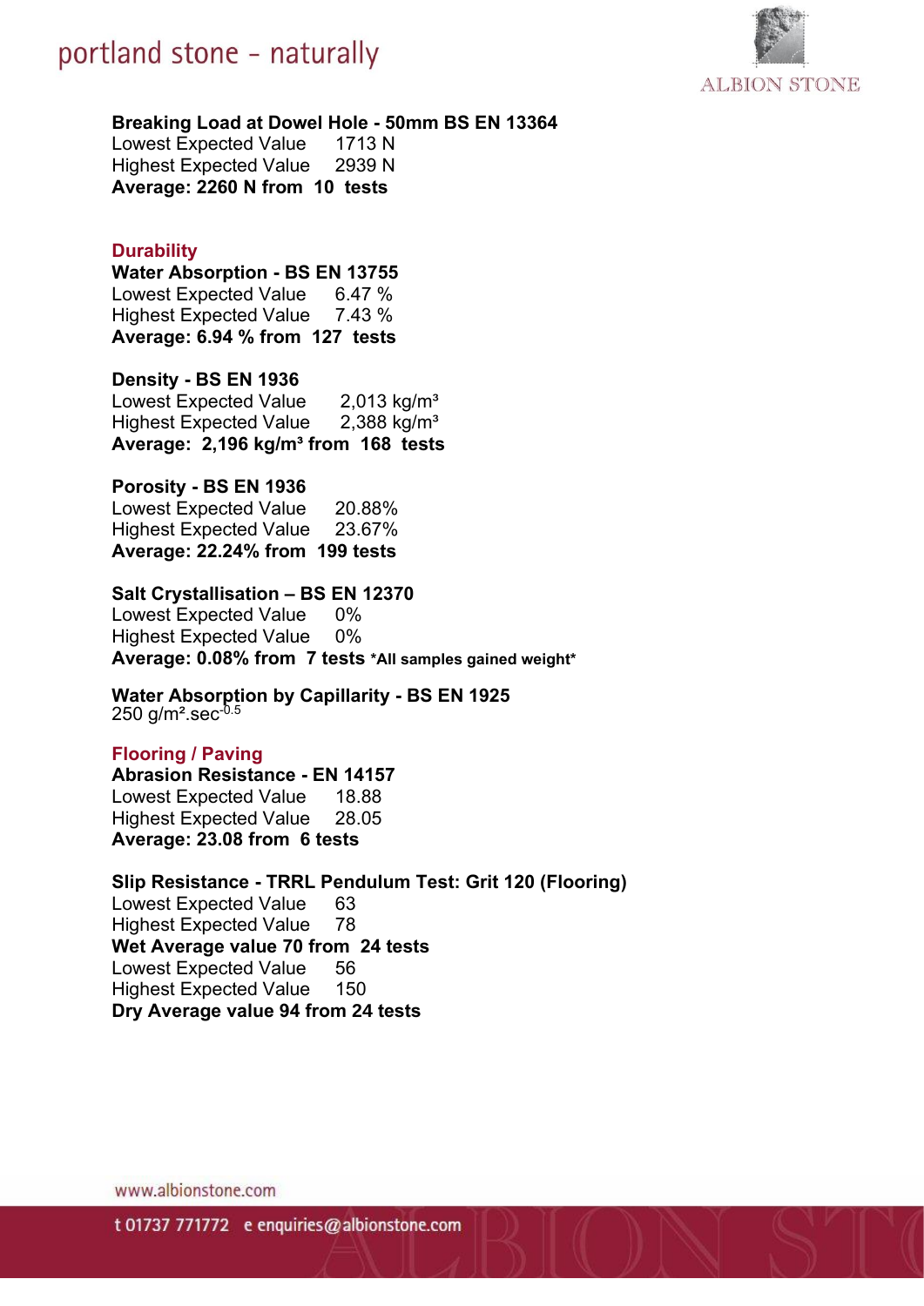**Breaking Load at Dowel Hole - 50mm BS EN 13364**
Lowest Expected Value 1713 N
Highest Expected Value 2939 N
**Average: 2260 N from 10 tests**

## Durability

**Water Absorption - BS EN 13755**
Lowest Expected Value 6.47 %
Highest Expected Value 7.43 %
**Average: 6.94 % from 127 tests**

**Density - BS EN 1936**
Lowest Expected Value 2,013 kg/m³
Highest Expected Value 2,388 kg/m³
**Average: 2,196 kg/m³ from 168 tests**

**Porosity - BS EN 1936**
Lowest Expected Value 20.88%
Highest Expected Value 23.67%
**Average: 22.24% from 199 tests**

**Salt Crystallisation – BS EN 12370**
Lowest Expected Value 0%
Highest Expected Value 0%
**Average: 0.08% from 7 tests *All samples gained weight***

**Water Absorption by Capillarity - BS EN 1925**
250 $g/m^2.sec^{-0.5}$

## Flooring / Paving

**Abrasion Resistance - EN 14157**
Lowest Expected Value 18.88
Highest Expected Value 28.05
**Average: 23.08 from 6 tests**

**Slip Resistance - TRRL Pendulum Test: Grit 120 (Flooring)**
Lowest Expected Value 63
Highest Expected Value 78
**Wet Average value 70 from 24 tests**
Lowest Expected Value 56
Highest Expected Value 150
**Dry Average value 94 from 24 tests**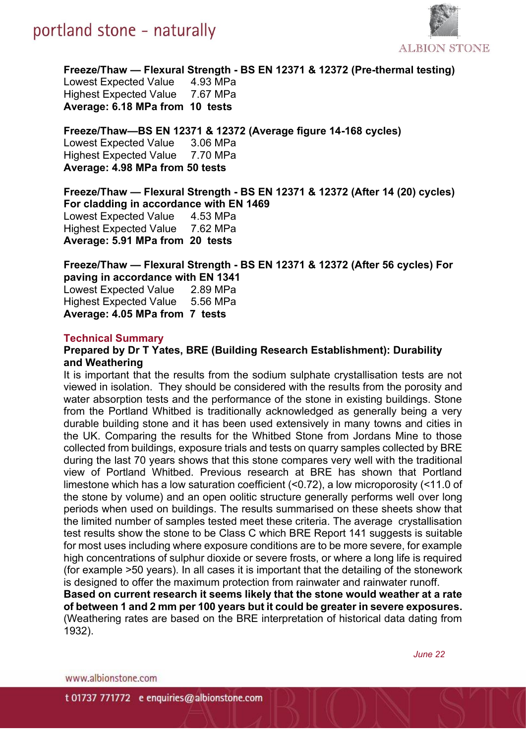**Freeze/Thaw — Flexural Strength - BS EN 12371 & 12372 (Pre-thermal testing)**
Lowest Expected Value 4.93 MPa
Highest Expected Value 7.67 MPa
**Average: 6.18 MPa from 10 tests**

**Freeze/Thaw—BS EN 12371 & 12372 (Average figure 14-168 cycles)**
Lowest Expected Value 3.06 MPa
Highest Expected Value 7.70 MPa
**Average: 4.98 MPa from 50 tests**

**Freeze/Thaw — Flexural Strength - BS EN 12371 & 12372 (After 14 (20) cycles) For cladding in accordance with EN 1469**
Lowest Expected Value 4.53 MPa
Highest Expected Value 7.62 MPa
**Average: 5.91 MPa from 20 tests**

**Freeze/Thaw — Flexural Strength - BS EN 12371 & 12372 (After 56 cycles) For paving in accordance with EN 1341**
Lowest Expected Value 2.89 MPa
Highest Expected Value 5.56 MPa
**Average: 4.05 MPa from 7 tests**

## Technical Summary

**Prepared by Dr T Yates, BRE (Building Research Establishment): Durability and Weathering**

It is important that the results from the sodium sulphate crystallisation tests are not viewed in isolation. They should be considered with the results from the porosity and water absorption tests and the performance of the stone in existing buildings. Stone from the Portland Whitbed is traditionally acknowledged as generally being a very durable building stone and it has been used extensively in many towns and cities in the UK. Comparing the results for the Whitbed Stone from Jordans Mine to those collected from buildings, exposure trials and tests on quarry samples collected by BRE during the last 70 years shows that this stone compares very well with the traditional view of Portland Whitbed. Previous research at BRE has shown that Portland limestone which has a low saturation coefficient (<0.72), a low microporosity (<11.0 of the stone by volume) and an open oolitic structure generally performs well over long periods when used on buildings. The results summarised on these sheets show that the limited number of samples tested meet these criteria. The average crystallisation test results show the stone to be Class C which BRE Report 141 suggests is suitable for most uses including where exposure conditions are to be more severe, for example high concentrations of sulphur dioxide or severe frosts, or where a long life is required (for example >50 years). In all cases it is important that the detailing of the stonework is designed to offer the maximum protection from rainwater and rainwater runoff.
**Based on current research it seems likely that the stone would weather at a rate of between 1 and 2 mm per 100 years but it could be greater in severe exposures.** (Weathering rates are based on the BRE interpretation of historical data dating from 1932).

*June 22*